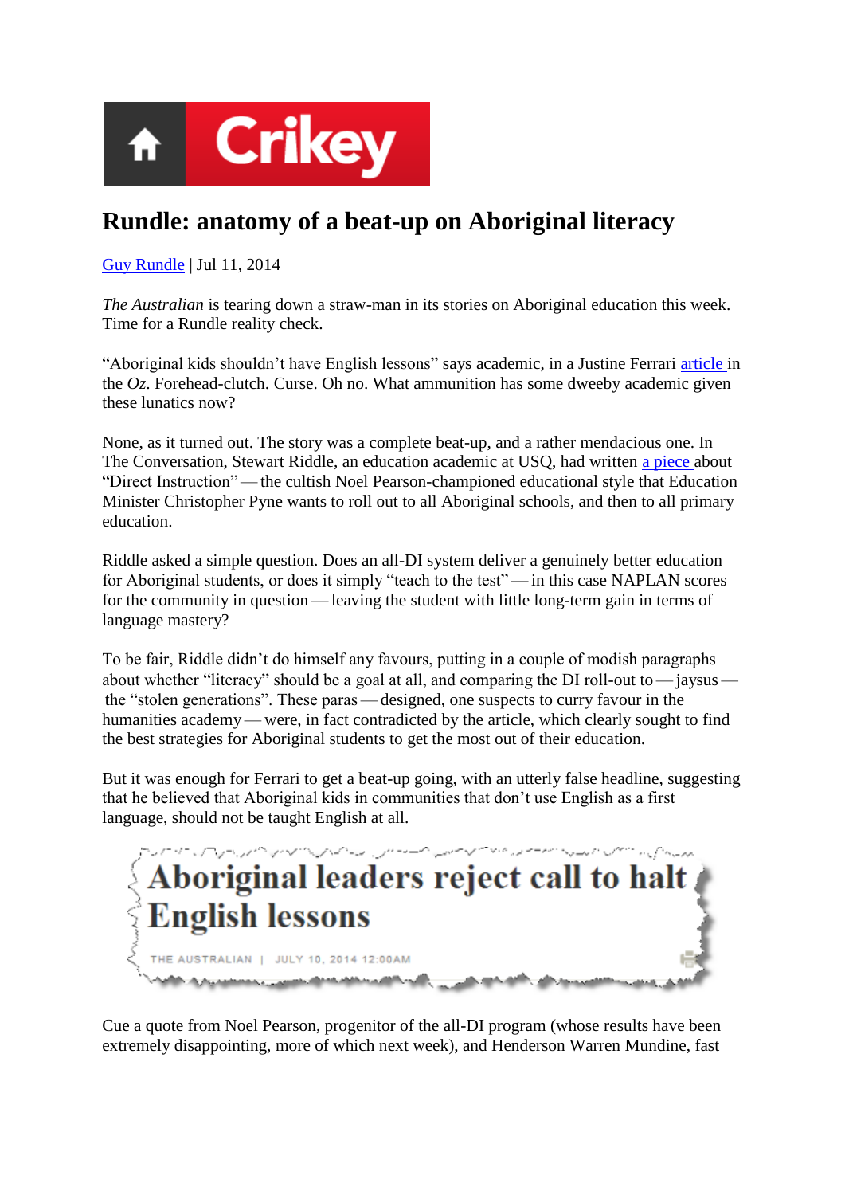# Rundle: anatomy of a beat-up on Aboriginal literacy

Guy Rundle | Jul 11, 2014

*The Australian* is tearing down a straw-man in its stories on Aboriginal education this week. Time for a Rundle reality check.

"Aboriginal kids shouldn't have English lessons" says academic, in a Justine Ferrari article in the *Oz*. Forehead-clutch. Curse. Oh no. What ammunition has some dweeby academic given these lunatics now?

None, as it turned out. The story was a complete beat-up, and a rather mendacious one. In The Conversation, Stewart Riddle, an education academic at USQ, had written a piece about "Direct Instruction" — the cultish Noel Pearson-championed educational style that Education Minister Christopher Pyne wants to roll out to all Aboriginal schools, and then to all primary education.

Riddle asked a simple question. Does an all-DI system deliver a genuinely better education for Aboriginal students, or does it simply "teach to the test" — in this case NAPLAN scores for the community in question — leaving the student with little long-term gain in terms of language mastery?

To be fair, Riddle didn't do himself any favours, putting in a couple of modish paragraphs about whether "literacy" should be a goal at all, and comparing the DI roll-out to — jaysus — the "stolen generations". These paras — designed, one suspects to curry favour in the humanities academy — were, in fact contradicted by the article, which clearly sought to find the best strategies for Aboriginal students to get the most out of their education.

But it was enough for Ferrari to get a beat-up going, with an utterly false headline, suggesting that he believed that Aboriginal kids in communities that don't use English as a first language, should not be taught English at all.

**Aboriginal leaders reject call to halt English lessons**

THE AUSTRALIAN | JULY 10, 2014 12:00AM

Cue a quote from Noel Pearson, progenitor of the all-DI program (whose results have been extremely disappointing, more of which next week), and Henderson Warren Mundine, fast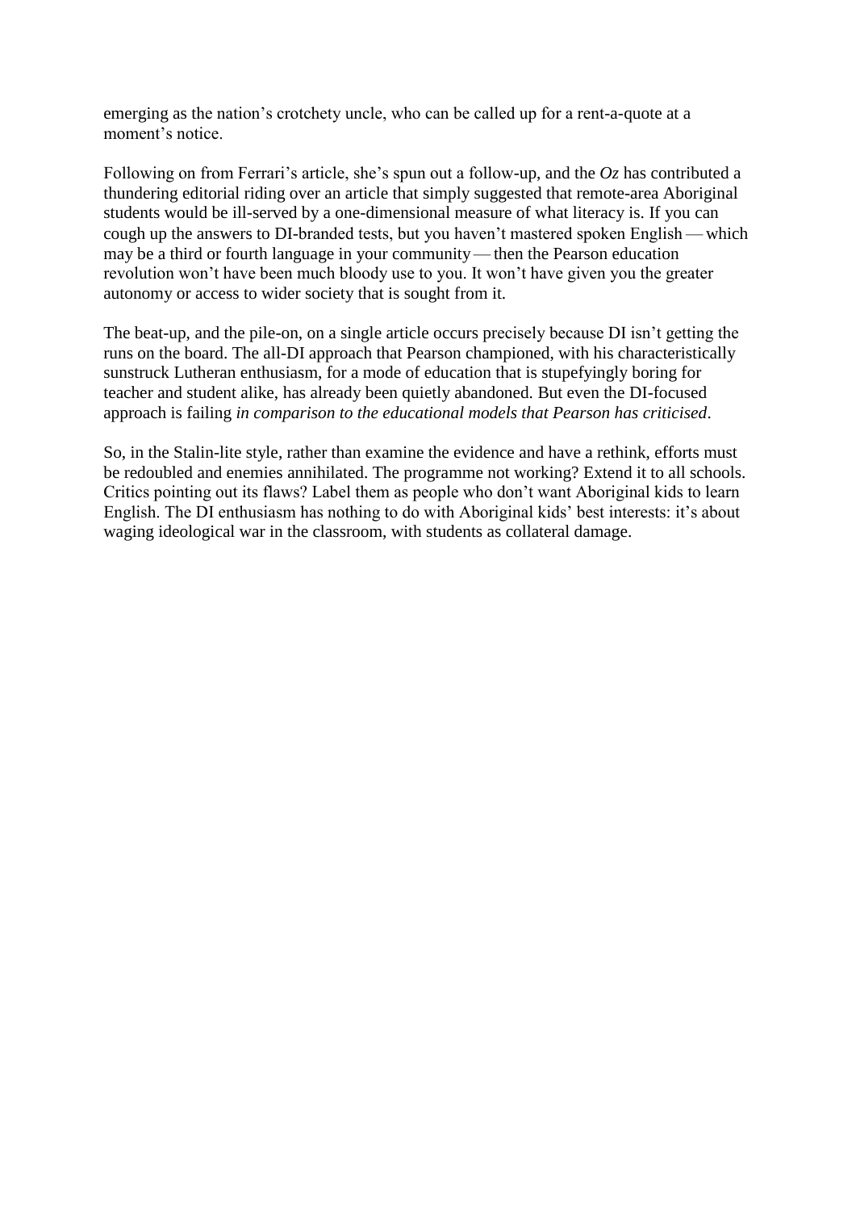emerging as the nation's crotchety uncle, who can be called up for a rent-a-quote at a moment's notice.

Following on from Ferrari's article, she's spun out a follow-up, and the *Oz* has contributed a thundering editorial riding over an article that simply suggested that remote-area Aboriginal students would be ill-served by a one-dimensional measure of what literacy is. If you can cough up the answers to DI-branded tests, but you haven't mastered spoken English — which may be a third or fourth language in your community — then the Pearson education revolution won't have been much bloody use to you. It won't have given you the greater autonomy or access to wider society that is sought from it.

The beat-up, and the pile-on, on a single article occurs precisely because DI isn't getting the runs on the board. The all-DI approach that Pearson championed, with his characteristically sunstruck Lutheran enthusiasm, for a mode of education that is stupefyingly boring for teacher and student alike, has already been quietly abandoned. But even the DI-focused approach is failing *in comparison to the educational models that Pearson has criticised*.

So, in the Stalin-lite style, rather than examine the evidence and have a rethink, efforts must be redoubled and enemies annihilated. The programme not working? Extend it to all schools. Critics pointing out its flaws? Label them as people who don't want Aboriginal kids to learn English. The DI enthusiasm has nothing to do with Aboriginal kids' best interests: it's about waging ideological war in the classroom, with students as collateral damage.